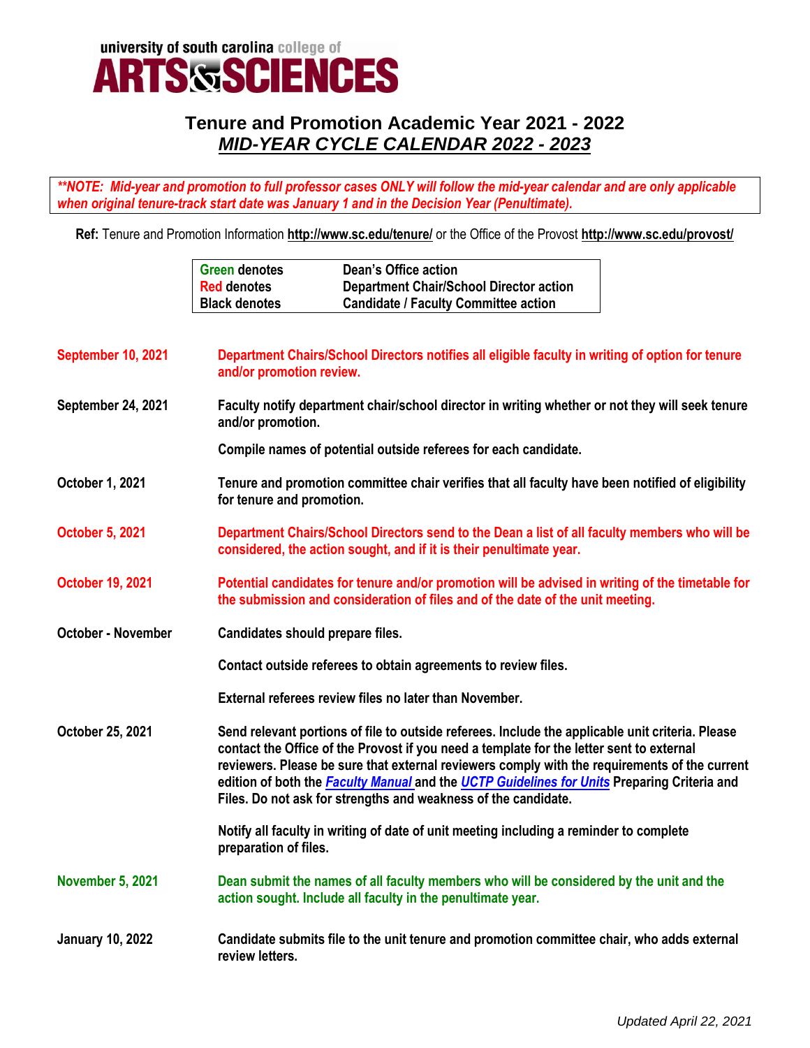university of south carolina college of
**ARTS & SCIENCES**

## Tenure and Promotion Academic Year 2021 - 2022
## ***MID-YEAR CYCLE CALENDAR 2022 - 2023***

***\*\*NOTE: Mid-year and promotion to full professor cases ONLY will follow the mid-year calendar and are only applicable when original tenure-track start date was January 1 and in the Decision Year (Penultimate).***

**Ref:** Tenure and Promotion Information **http://www.sc.edu/tenure/** or the Office of the Provost **http://www.sc.edu/provost/**

| | |
|---|---|
| **Green denotes** | **Dean's Office action** |
| **Red denotes** | **Department Chair/School Director action** |
| **Black denotes** | **Candidate / Faculty Committee action** |

**September 10, 2021** — **Department Chairs/School Directors notifies all eligible faculty in writing of option for tenure and/or promotion review.**

**September 24, 2021** — **Faculty notify department chair/school director in writing whether or not they will seek tenure and/or promotion.**

**Compile names of potential outside referees for each candidate.**

**October 1, 2021** — **Tenure and promotion committee chair verifies that all faculty have been notified of eligibility for tenure and promotion.**

**October 5, 2021** — **Department Chairs/School Directors send to the Dean a list of all faculty members who will be considered, the action sought, and if it is their penultimate year.**

**October 19, 2021** — **Potential candidates for tenure and/or promotion will be advised in writing of the timetable for the submission and consideration of files and of the date of the unit meeting.**

**October - November** — **Candidates should prepare files.**

**Contact outside referees to obtain agreements to review files.**

**External referees review files no later than November.**

**October 25, 2021** — **Send relevant portions of file to outside referees. Include the applicable unit criteria. Please contact the Office of the Provost if you need a template for the letter sent to external reviewers. Please be sure that external reviewers comply with the requirements of the current edition of both the *Faculty Manual* and the *UCTP Guidelines for Units* Preparing Criteria and Files. Do not ask for strengths and weakness of the candidate.**

**Notify all faculty in writing of date of unit meeting including a reminder to complete preparation of files.**

**November 5, 2021** — **Dean submit the names of all faculty members who will be considered by the unit and the action sought. Include all faculty in the penultimate year.**

**January 10, 2022** — **Candidate submits file to the unit tenure and promotion committee chair, who adds external review letters.**

*Updated April 22, 2021*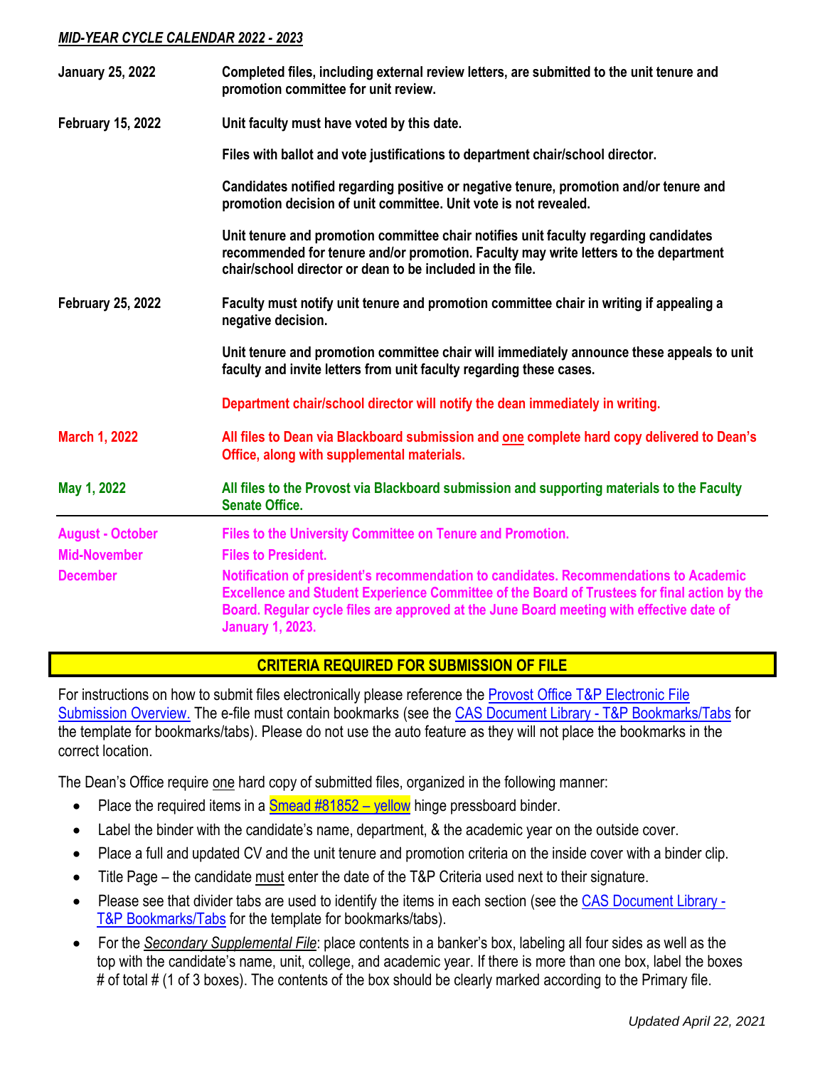***MID-YEAR CYCLE CALENDAR 2022 - 2023***

| | |
|---|---|
| **January 25, 2022** | **Completed files, including external review letters, are submitted to the unit tenure and promotion committee for unit review.** |
| **February 15, 2022** | **Unit faculty must have voted by this date.** |
| | **Files with ballot and vote justifications to department chair/school director.** |
| | **Candidates notified regarding positive or negative tenure, promotion and/or tenure and promotion decision of unit committee. Unit vote is not revealed.** |
| | **Unit tenure and promotion committee chair notifies unit faculty regarding candidates recommended for tenure and/or promotion. Faculty may write letters to the department chair/school director or dean to be included in the file.** |
| **February 25, 2022** | **Faculty must notify unit tenure and promotion committee chair in writing if appealing a negative decision.** |
| | **Unit tenure and promotion committee chair will immediately announce these appeals to unit faculty and invite letters from unit faculty regarding these cases.** |
| | **Department chair/school director will notify the dean immediately in writing.** |
| **March 1, 2022** | **All files to Dean via Blackboard submission and one complete hard copy delivered to Dean's Office, along with supplemental materials.** |
| **May 1, 2022** | **All files to the Provost via Blackboard submission and supporting materials to the Faculty Senate Office.** |
| **August - October** | **Files to the University Committee on Tenure and Promotion.** |
| **Mid-November** | **Files to President.** |
| **December** | **Notification of president's recommendation to candidates. Recommendations to Academic Excellence and Student Experience Committee of the Board of Trustees for final action by the Board. Regular cycle files are approved at the June Board meeting with effective date of January 1, 2023.** |

## CRITERIA REQUIRED FOR SUBMISSION OF FILE

For instructions on how to submit files electronically please reference the Provost Office T&P Electronic File Submission Overview. The e-file must contain bookmarks (see the CAS Document Library - T&P Bookmarks/Tabs for the template for bookmarks/tabs). Please do not use the auto feature as they will not place the bookmarks in the correct location.

The Dean's Office require one hard copy of submitted files, organized in the following manner:

- Place the required items in a Smead #81852 – yellow hinge pressboard binder.
- Label the binder with the candidate's name, department, & the academic year on the outside cover.
- Place a full and updated CV and the unit tenure and promotion criteria on the inside cover with a binder clip.
- Title Page – the candidate must enter the date of the T&P Criteria used next to their signature.
- Please see that divider tabs are used to identify the items in each section (see the CAS Document Library - T&P Bookmarks/Tabs for the template for bookmarks/tabs).
- For the *Secondary Supplemental File*: place contents in a banker's box, labeling all four sides as well as the top with the candidate's name, unit, college, and academic year. If there is more than one box, label the boxes # of total # (1 of 3 boxes). The contents of the box should be clearly marked according to the Primary file.

*Updated April 22, 2021*